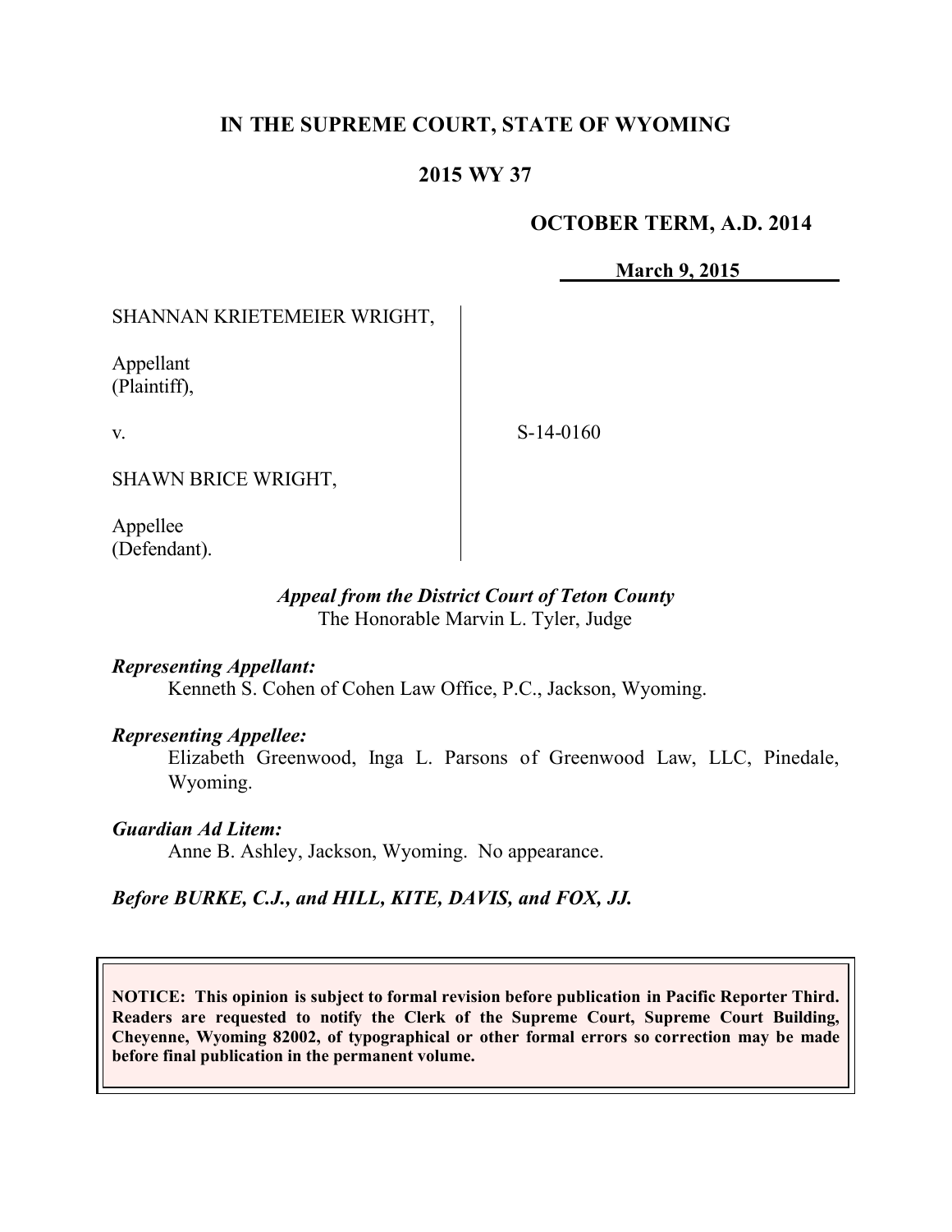**IN THE SUPREME COURT, STATE OF WYOMING**

**2015 WY 37**

**OCTOBER TERM, A.D. 2014**

**March 9, 2015**

| | |
|---|---|
| SHANNAN KRIETEMEIER WRIGHT,<br><br>Appellant<br>(Plaintiff),<br><br>v.<br><br>SHAWN BRICE WRIGHT,<br><br>Appellee<br>(Defendant). | <br><br><br><br>S-14-0160 |

*Appeal from the District Court of Teton County*
The Honorable Marvin L. Tyler, Judge

***Representing Appellant:***
Kenneth S. Cohen of Cohen Law Office, P.C., Jackson, Wyoming.

***Representing Appellee:***
Elizabeth Greenwood, Inga L. Parsons of Greenwood Law, LLC, Pinedale, Wyoming.

***Guardian Ad Litem:***
Anne B. Ashley, Jackson, Wyoming. No appearance.

***Before BURKE, C.J., and HILL, KITE, DAVIS, and FOX, JJ.***

**NOTICE: This opinion is subject to formal revision before publication in Pacific Reporter Third. Readers are requested to notify the Clerk of the Supreme Court, Supreme Court Building, Cheyenne, Wyoming 82002, of typographical or other formal errors so correction may be made before final publication in the permanent volume.**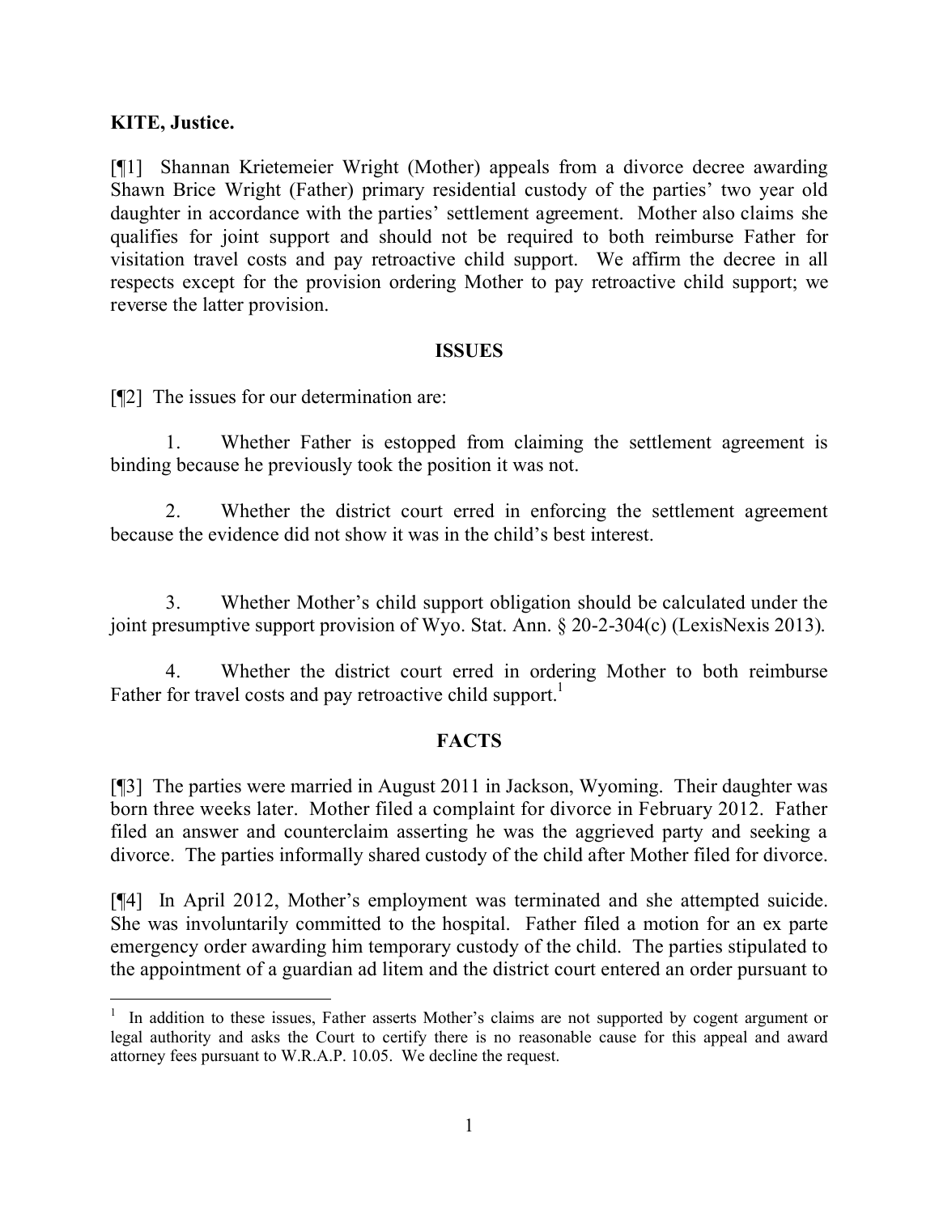**KITE, Justice.**

[¶1] Shannan Krietemeier Wright (Mother) appeals from a divorce decree awarding Shawn Brice Wright (Father) primary residential custody of the parties' two year old daughter in accordance with the parties' settlement agreement. Mother also claims she qualifies for joint support and should not be required to both reimburse Father for visitation travel costs and pay retroactive child support. We affirm the decree in all respects except for the provision ordering Mother to pay retroactive child support; we reverse the latter provision.

## ISSUES

[¶2] The issues for our determination are:

1. Whether Father is estopped from claiming the settlement agreement is binding because he previously took the position it was not.

2. Whether the district court erred in enforcing the settlement agreement because the evidence did not show it was in the child's best interest.

3. Whether Mother's child support obligation should be calculated under the joint presumptive support provision of Wyo. Stat. Ann. § 20-2-304(c) (LexisNexis 2013).

4. Whether the district court erred in ordering Mother to both reimburse Father for travel costs and pay retroactive child support.[1]

## FACTS

[¶3] The parties were married in August 2011 in Jackson, Wyoming. Their daughter was born three weeks later. Mother filed a complaint for divorce in February 2012. Father filed an answer and counterclaim asserting he was the aggrieved party and seeking a divorce. The parties informally shared custody of the child after Mother filed for divorce.

[¶4] In April 2012, Mother's employment was terminated and she attempted suicide. She was involuntarily committed to the hospital. Father filed a motion for an ex parte emergency order awarding him temporary custody of the child. The parties stipulated to the appointment of a guardian ad litem and the district court entered an order pursuant to

[1] In addition to these issues, Father asserts Mother's claims are not supported by cogent argument or legal authority and asks the Court to certify there is no reasonable cause for this appeal and award attorney fees pursuant to W.R.A.P. 10.05. We decline the request.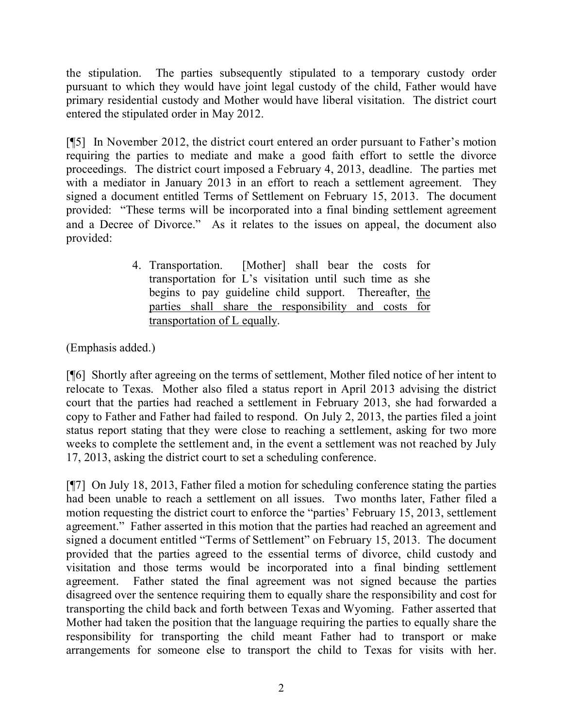the stipulation. The parties subsequently stipulated to a temporary custody order pursuant to which they would have joint legal custody of the child, Father would have primary residential custody and Mother would have liberal visitation. The district court entered the stipulated order in May 2012.

[¶5] In November 2012, the district court entered an order pursuant to Father's motion requiring the parties to mediate and make a good faith effort to settle the divorce proceedings. The district court imposed a February 4, 2013, deadline. The parties met with a mediator in January 2013 in an effort to reach a settlement agreement. They signed a document entitled Terms of Settlement on February 15, 2013. The document provided: "These terms will be incorporated into a final binding settlement agreement and a Decree of Divorce." As it relates to the issues on appeal, the document also provided:

> 4. Transportation. [Mother] shall bear the costs for transportation for L's visitation until such time as she begins to pay guideline child support. Thereafter, <u>the parties shall share the responsibility and costs for transportation of L equally</u>.

(Emphasis added.)

[¶6] Shortly after agreeing on the terms of settlement, Mother filed notice of her intent to relocate to Texas. Mother also filed a status report in April 2013 advising the district court that the parties had reached a settlement in February 2013, she had forwarded a copy to Father and Father had failed to respond. On July 2, 2013, the parties filed a joint status report stating that they were close to reaching a settlement, asking for two more weeks to complete the settlement and, in the event a settlement was not reached by July 17, 2013, asking the district court to set a scheduling conference.

[¶7] On July 18, 2013, Father filed a motion for scheduling conference stating the parties had been unable to reach a settlement on all issues. Two months later, Father filed a motion requesting the district court to enforce the "parties' February 15, 2013, settlement agreement." Father asserted in this motion that the parties had reached an agreement and signed a document entitled "Terms of Settlement" on February 15, 2013. The document provided that the parties agreed to the essential terms of divorce, child custody and visitation and those terms would be incorporated into a final binding settlement agreement. Father stated the final agreement was not signed because the parties disagreed over the sentence requiring them to equally share the responsibility and cost for transporting the child back and forth between Texas and Wyoming. Father asserted that Mother had taken the position that the language requiring the parties to equally share the responsibility for transporting the child meant Father had to transport or make arrangements for someone else to transport the child to Texas for visits with her.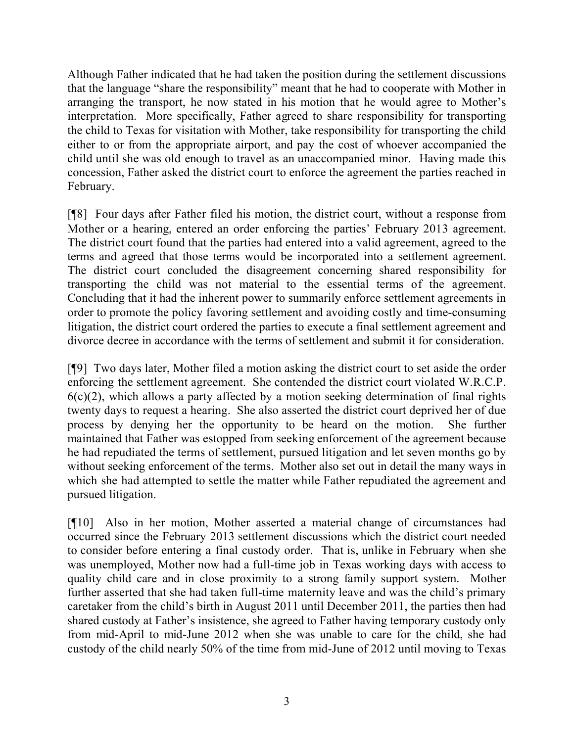Although Father indicated that he had taken the position during the settlement discussions that the language "share the responsibility" meant that he had to cooperate with Mother in arranging the transport, he now stated in his motion that he would agree to Mother's interpretation. More specifically, Father agreed to share responsibility for transporting the child to Texas for visitation with Mother, take responsibility for transporting the child either to or from the appropriate airport, and pay the cost of whoever accompanied the child until she was old enough to travel as an unaccompanied minor. Having made this concession, Father asked the district court to enforce the agreement the parties reached in February.

[¶8] Four days after Father filed his motion, the district court, without a response from Mother or a hearing, entered an order enforcing the parties' February 2013 agreement. The district court found that the parties had entered into a valid agreement, agreed to the terms and agreed that those terms would be incorporated into a settlement agreement. The district court concluded the disagreement concerning shared responsibility for transporting the child was not material to the essential terms of the agreement. Concluding that it had the inherent power to summarily enforce settlement agreements in order to promote the policy favoring settlement and avoiding costly and time-consuming litigation, the district court ordered the parties to execute a final settlement agreement and divorce decree in accordance with the terms of settlement and submit it for consideration.

[¶9] Two days later, Mother filed a motion asking the district court to set aside the order enforcing the settlement agreement. She contended the district court violated W.R.C.P. 6(c)(2), which allows a party affected by a motion seeking determination of final rights twenty days to request a hearing. She also asserted the district court deprived her of due process by denying her the opportunity to be heard on the motion. She further maintained that Father was estopped from seeking enforcement of the agreement because he had repudiated the terms of settlement, pursued litigation and let seven months go by without seeking enforcement of the terms. Mother also set out in detail the many ways in which she had attempted to settle the matter while Father repudiated the agreement and pursued litigation.

[¶10] Also in her motion, Mother asserted a material change of circumstances had occurred since the February 2013 settlement discussions which the district court needed to consider before entering a final custody order. That is, unlike in February when she was unemployed, Mother now had a full-time job in Texas working days with access to quality child care and in close proximity to a strong family support system. Mother further asserted that she had taken full-time maternity leave and was the child's primary caretaker from the child's birth in August 2011 until December 2011, the parties then had shared custody at Father's insistence, she agreed to Father having temporary custody only from mid-April to mid-June 2012 when she was unable to care for the child, she had custody of the child nearly 50% of the time from mid-June of 2012 until moving to Texas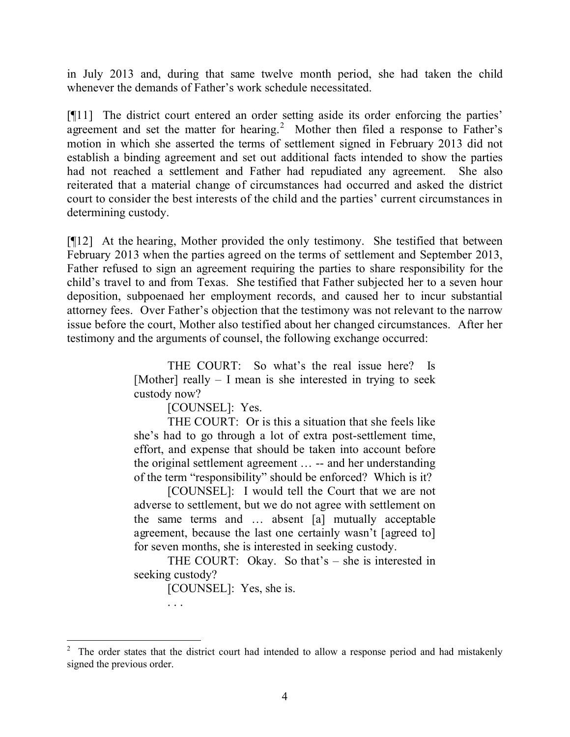in July 2013 and, during that same twelve month period, she had taken the child whenever the demands of Father's work schedule necessitated.

[¶11] The district court entered an order setting aside its order enforcing the parties' agreement and set the matter for hearing.[2] Mother then filed a response to Father's motion in which she asserted the terms of settlement signed in February 2013 did not establish a binding agreement and set out additional facts intended to show the parties had not reached a settlement and Father had repudiated any agreement. She also reiterated that a material change of circumstances had occurred and asked the district court to consider the best interests of the child and the parties' current circumstances in determining custody.

[¶12] At the hearing, Mother provided the only testimony. She testified that between February 2013 when the parties agreed on the terms of settlement and September 2013, Father refused to sign an agreement requiring the parties to share responsibility for the child's travel to and from Texas. She testified that Father subjected her to a seven hour deposition, subpoenaed her employment records, and caused her to incur substantial attorney fees. Over Father's objection that the testimony was not relevant to the narrow issue before the court, Mother also testified about her changed circumstances. After her testimony and the arguments of counsel, the following exchange occurred:

> THE COURT: So what's the real issue here? Is [Mother] really – I mean is she interested in trying to seek custody now?
>
> [COUNSEL]: Yes.
>
> THE COURT: Or is this a situation that she feels like she's had to go through a lot of extra post-settlement time, effort, and expense that should be taken into account before the original settlement agreement … -- and her understanding of the term "responsibility" should be enforced? Which is it?
>
> [COUNSEL]: I would tell the Court that we are not adverse to settlement, but we do not agree with settlement on the same terms and … absent [a] mutually acceptable agreement, because the last one certainly wasn't [agreed to] for seven months, she is interested in seeking custody.
>
> THE COURT: Okay. So that's – she is interested in seeking custody?
>
> [COUNSEL]: Yes, she is.
>
> . . .

---

[2] The order states that the district court had intended to allow a response period and had mistakenly signed the previous order.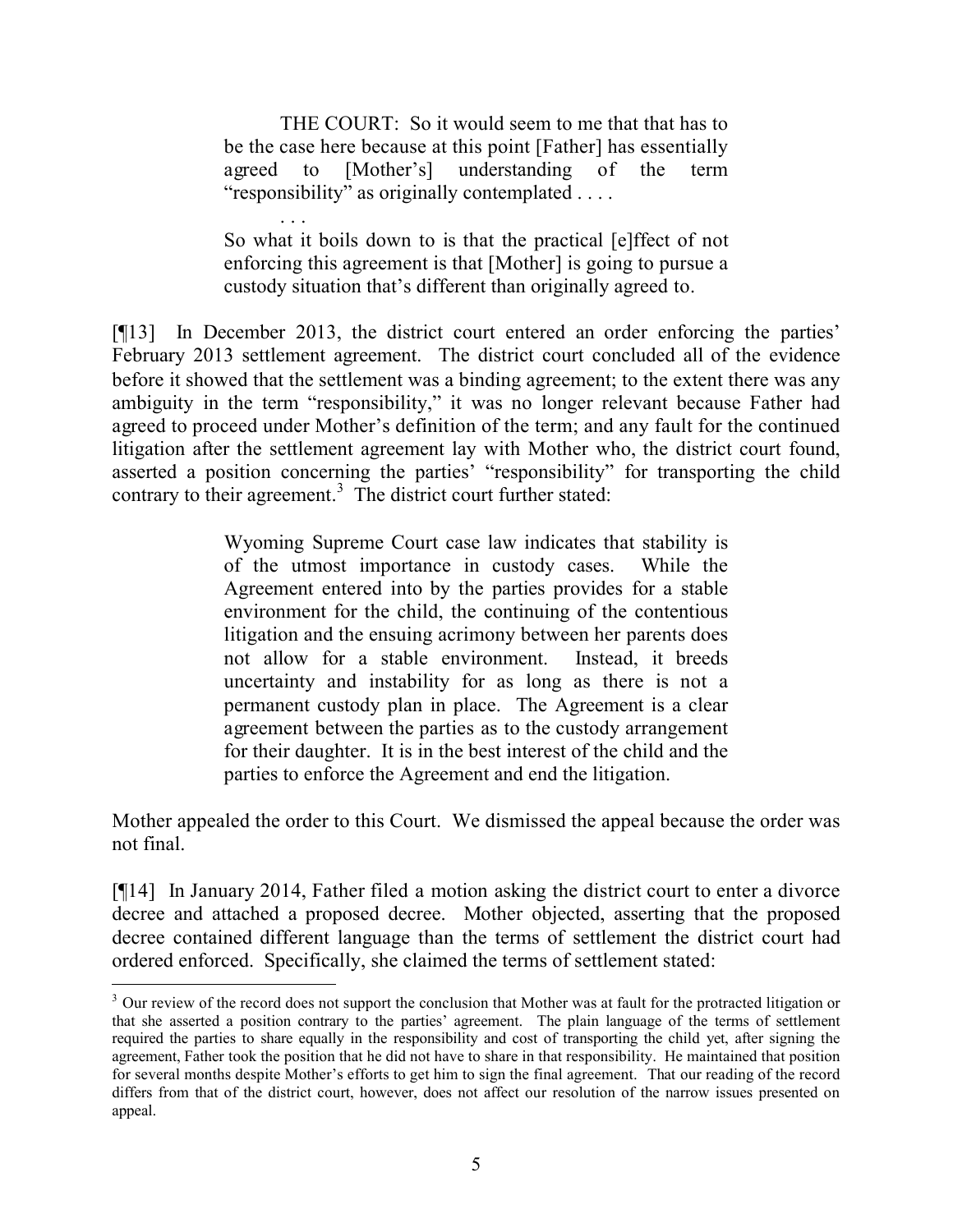> THE COURT: So it would seem to me that that has to be the case here because at this point [Father] has essentially agreed to [Mother's] understanding of the term "responsibility" as originally contemplated . . . .
>
> . . .
>
> So what it boils down to is that the practical [e]ffect of not enforcing this agreement is that [Mother] is going to pursue a custody situation that's different than originally agreed to.

[¶13] In December 2013, the district court entered an order enforcing the parties' February 2013 settlement agreement. The district court concluded all of the evidence before it showed that the settlement was a binding agreement; to the extent there was any ambiguity in the term "responsibility," it was no longer relevant because Father had agreed to proceed under Mother's definition of the term; and any fault for the continued litigation after the settlement agreement lay with Mother who, the district court found, asserted a position concerning the parties' "responsibility" for transporting the child contrary to their agreement.[3] The district court further stated:

> Wyoming Supreme Court case law indicates that stability is of the utmost importance in custody cases. While the Agreement entered into by the parties provides for a stable environment for the child, the continuing of the contentious litigation and the ensuing acrimony between her parents does not allow for a stable environment. Instead, it breeds uncertainty and instability for as long as there is not a permanent custody plan in place. The Agreement is a clear agreement between the parties as to the custody arrangement for their daughter. It is in the best interest of the child and the parties to enforce the Agreement and end the litigation.

Mother appealed the order to this Court. We dismissed the appeal because the order was not final.

[¶14] In January 2014, Father filed a motion asking the district court to enter a divorce decree and attached a proposed decree. Mother objected, asserting that the proposed decree contained different language than the terms of settlement the district court had ordered enforced. Specifically, she claimed the terms of resolution stated:

---

[3] Our review of the record does not support the conclusion that Mother was at fault for the protracted litigation or that she asserted a position contrary to the parties' agreement. The plain language of the terms of settlement required the parties to share equally in the responsibility and cost of transporting the child yet, after signing the agreement, Father took the position that he did not have to share in that responsibility. He maintained that position for several months despite Mother's efforts to get him to sign the final agreement. That our reading of the record differs from that of the district court, however, does not affect our resolution of the narrow issues presented on appeal.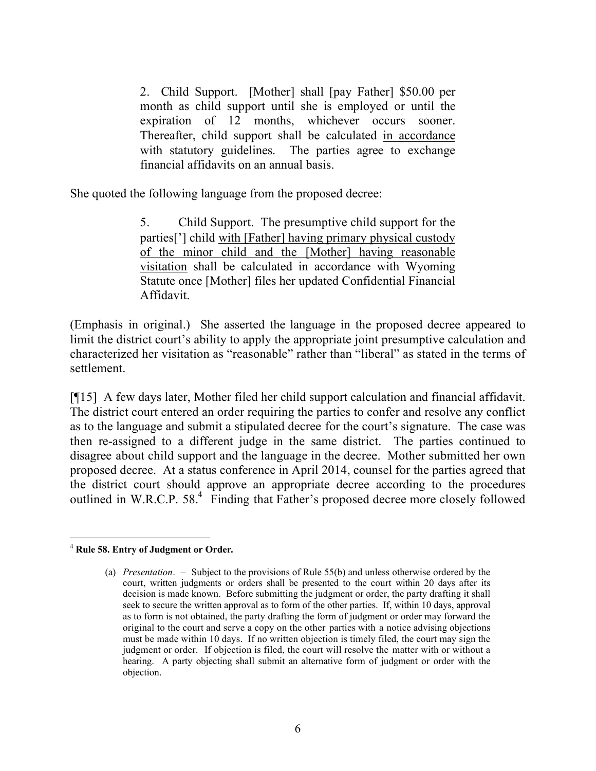> 2. Child Support. [Mother] shall [pay Father] $50.00 per month as child support until she is employed or until the expiration of 12 months, whichever occurs sooner. Thereafter, child support shall be calculated <u>in accordance with statutory guidelines</u>. The parties agree to exchange financial affidavits on an annual basis.

She quoted the following language from the proposed decree:

> 5. Child Support. The presumptive child support for the parties['] child <u>with [Father] having primary physical custody of the minor child and the [Mother] having reasonable visitation</u> shall be calculated in accordance with Wyoming Statute once [Mother] files her updated Confidential Financial Affidavit.

(Emphasis in original.) She asserted the language in the proposed decree appeared to limit the district court's ability to apply the appropriate joint presumptive calculation and characterized her visitation as "reasonable" rather than "liberal" as stated in the terms of settlement.

[¶15] A few days later, Mother filed her child support calculation and financial affidavit. The district court entered an order requiring the parties to confer and resolve any conflict as to the language and submit a stipulated decree for the court's signature. The case was then re-assigned to a different judge in the same district. The parties continued to disagree about child support and the language in the decree. Mother submitted her own proposed decree. At a status conference in April 2014, counsel for the parties agreed that the district court should approve an appropriate decree according to the procedures outlined in W.R.C.P. 58.[4] Finding that Father's proposed decree more closely followed

---

[4] **Rule 58. Entry of Judgment or Order.**

(a) *Presentation*. – Subject to the provisions of Rule 55(b) and unless otherwise ordered by the court, written judgments or orders shall be presented to the court within 20 days after its decision is made known. Before submitting the judgment or order, the party drafting it shall seek to secure the written approval as to form of the other parties. If, within 10 days, approval as to form is not obtained, the party drafting the form of judgment or order may forward the original to the court and serve a copy on the other parties with a notice advising objections must be made within 10 days. If no written objection is timely filed, the court may sign the judgment or order. If objection is filed, the court will resolve the matter with or without a hearing. A party objecting shall submit an alternative form of judgment or order with the objection.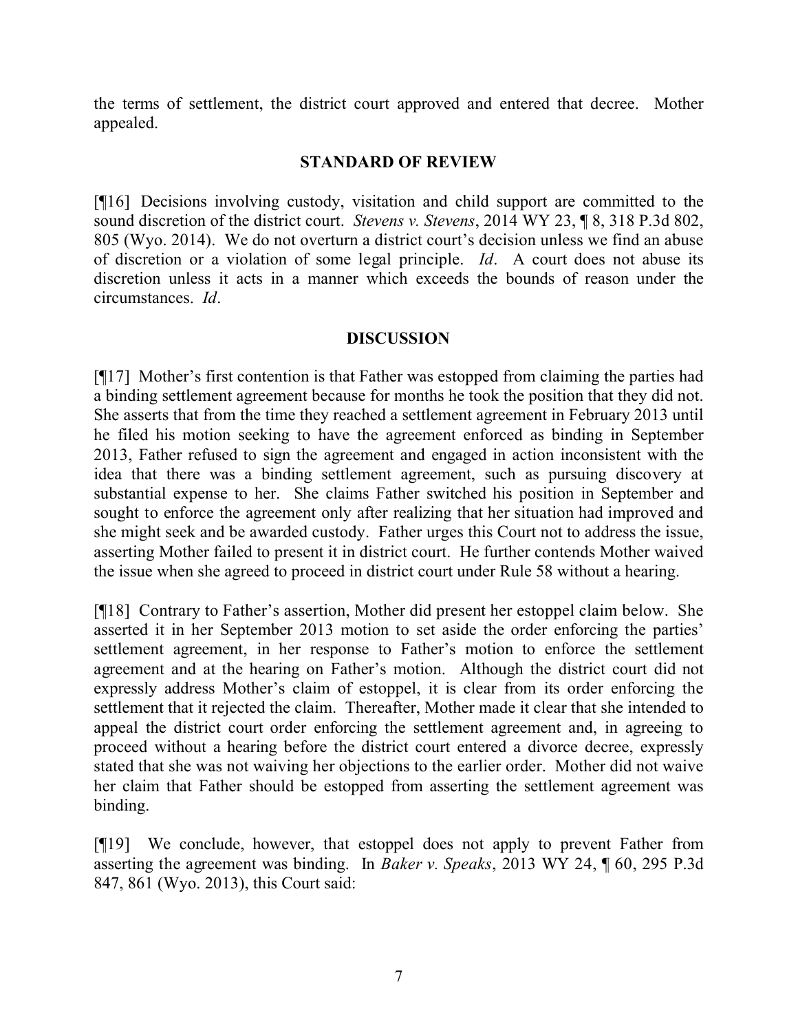the terms of settlement, the district court approved and entered that decree. Mother appealed.

## STANDARD OF REVIEW

[¶16] Decisions involving custody, visitation and child support are committed to the sound discretion of the district court. *Stevens v. Stevens*, 2014 WY 23, ¶ 8, 318 P.3d 802, 805 (Wyo. 2014). We do not overturn a district court's decision unless we find an abuse of discretion or a violation of some legal principle. *Id*. A court does not abuse its discretion unless it acts in a manner which exceeds the bounds of reason under the circumstances. *Id*.

## DISCUSSION

[¶17] Mother's first contention is that Father was estopped from claiming the parties had a binding settlement agreement because for months he took the position that they did not. She asserts that from the time they reached a settlement agreement in February 2013 until he filed his motion seeking to have the agreement enforced as binding in September 2013, Father refused to sign the agreement and engaged in action inconsistent with the idea that there was a binding settlement agreement, such as pursuing discovery at substantial expense to her. She claims Father switched his position in September and sought to enforce the agreement only after realizing that her situation had improved and she might seek and be awarded custody. Father urges this Court not to address the issue, asserting Mother failed to present it in district court. He further contends Mother waived the issue when she agreed to proceed in district court under Rule 58 without a hearing.

[¶18] Contrary to Father's assertion, Mother did present her estoppel claim below. She asserted it in her September 2013 motion to set aside the order enforcing the parties' settlement agreement, in her response to Father's motion to enforce the settlement agreement and at the hearing on Father's motion. Although the district court did not expressly address Mother's claim of estoppel, it is clear from its order enforcing the settlement that it rejected the claim. Thereafter, Mother made it clear that she intended to appeal the district court order enforcing the settlement agreement and, in agreeing to proceed without a hearing before the district court entered a divorce decree, expressly stated that she was not waiving her objections to the earlier order. Mother did not waive her claim that Father should be estopped from asserting the settlement agreement was binding.

[¶19] We conclude, however, that estoppel does not apply to prevent Father from asserting the agreement was binding. In *Baker v. Speaks*, 2013 WY 24, ¶ 60, 295 P.3d 847, 861 (Wyo. 2013), this Court said: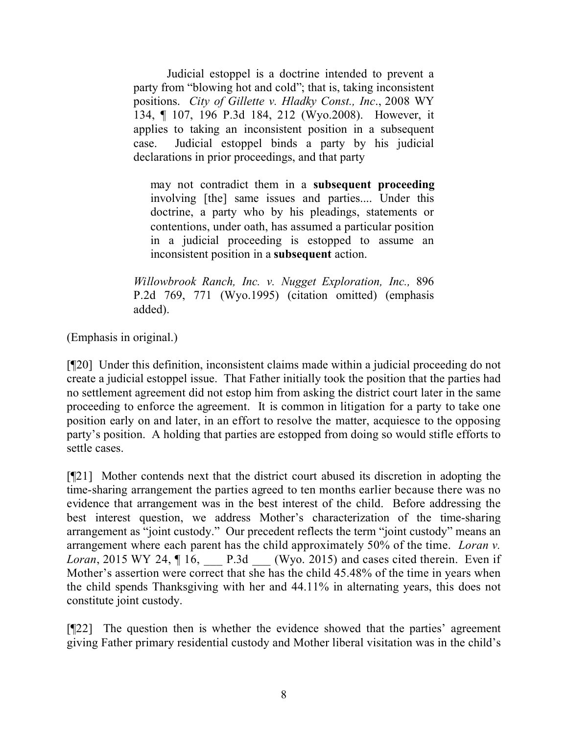> Judicial estoppel is a doctrine intended to prevent a party from "blowing hot and cold"; that is, taking inconsistent positions. *City of Gillette v. Hladky Const., Inc*., 2008 WY 134, ¶ 107, 196 P.3d 184, 212 (Wyo.2008). However, it applies to taking an inconsistent position in a subsequent case. Judicial estoppel binds a party by his judicial declarations in prior proceedings, and that party
>
> > may not contradict them in a **subsequent proceeding** involving [the] same issues and parties.... Under this doctrine, a party who by his pleadings, statements or contentions, under oath, has assumed a particular position in a judicial proceeding is estopped to assume an inconsistent position in a **subsequent** action.
>
> *Willowbrook Ranch, Inc. v. Nugget Exploration, Inc.,* 896 P.2d 769, 771 (Wyo.1995) (citation omitted) (emphasis added).

(Emphasis in original.)

[¶20] Under this definition, inconsistent claims made within a judicial proceeding do not create a judicial estoppel issue. That Father initially took the position that the parties had no settlement agreement did not estop him from asking the district court later in the same proceeding to enforce the agreement. It is common in litigation for a party to take one position early on and later, in an effort to resolve the matter, acquiesce to the opposing party's position. A holding that parties are estopped from doing so would stifle efforts to settle cases.

[¶21] Mother contends next that the district court abused its discretion in adopting the time-sharing arrangement the parties agreed to ten months earlier because there was no evidence that arrangement was in the best interest of the child. Before addressing the best interest question, we address Mother's characterization of the time-sharing arrangement as "joint custody." Our precedent reflects the term "joint custody" means an arrangement where each parent has the child approximately 50% of the time. *Loran v. Loran*, 2015 WY 24, ¶ 16, ___ P.3d ___ (Wyo. 2015) and cases cited therein. Even if Mother's assertion were correct that she has the child 45.48% of the time in years when the child spends Thanksgiving with her and 44.11% in alternating years, this does not constitute joint custody.

[¶22] The question then is whether the evidence showed that the parties' agreement giving Father primary residential custody and Mother liberal visitation was in the child's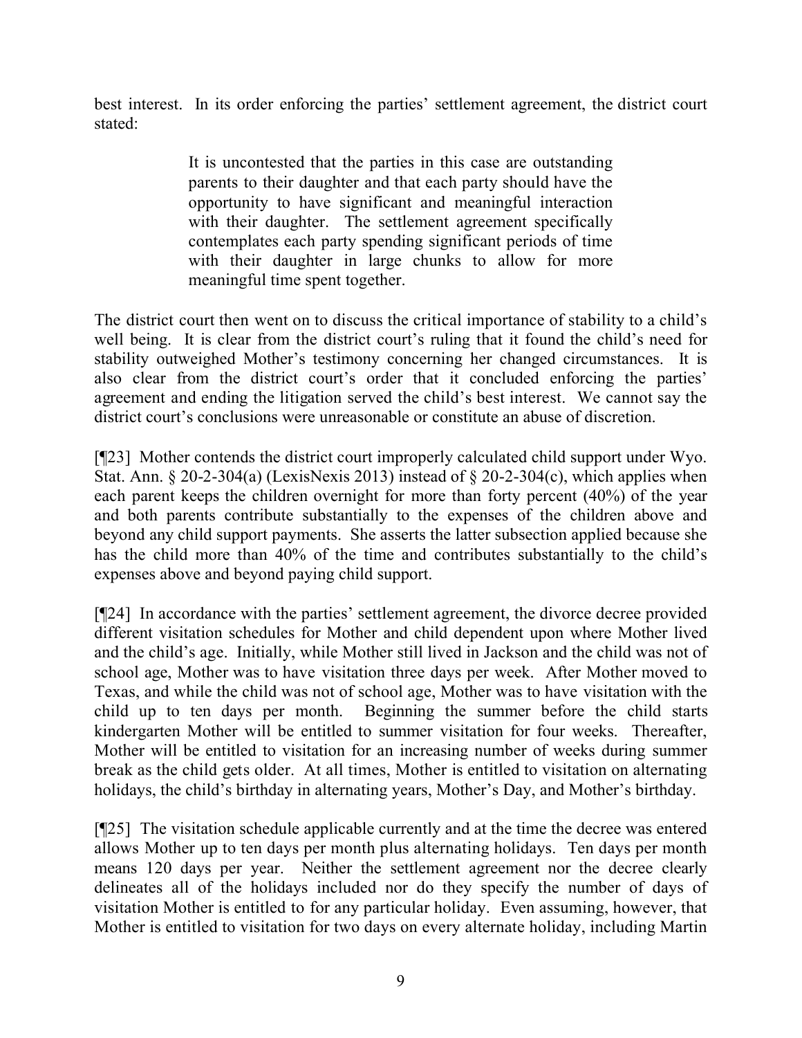best interest. In its order enforcing the parties' settlement agreement, the district court stated:

> It is uncontested that the parties in this case are outstanding parents to their daughter and that each party should have the opportunity to have significant and meaningful interaction with their daughter. The settlement agreement specifically contemplates each party spending significant periods of time with their daughter in large chunks to allow for more meaningful time spent together.

The district court then went on to discuss the critical importance of stability to a child's well being. It is clear from the district court's ruling that it found the child's need for stability outweighed Mother's testimony concerning her changed circumstances. It is also clear from the district court's order that it concluded enforcing the parties' agreement and ending the litigation served the child's best interest. We cannot say the district court's conclusions were unreasonable or constitute an abuse of discretion.

[¶23] Mother contends the district court improperly calculated child support under Wyo. Stat. Ann. § 20-2-304(a) (LexisNexis 2013) instead of § 20-2-304(c), which applies when each parent keeps the children overnight for more than forty percent (40%) of the year and both parents contribute substantially to the expenses of the children above and beyond any child support payments. She asserts the latter subsection applied because she has the child more than 40% of the time and contributes substantially to the child's expenses above and beyond paying child support.

[¶24] In accordance with the parties' settlement agreement, the divorce decree provided different visitation schedules for Mother and child dependent upon where Mother lived and the child's age. Initially, while Mother still lived in Jackson and the child was not of school age, Mother was to have visitation three days per week. After Mother moved to Texas, and while the child was not of school age, Mother was to have visitation with the child up to ten days per month. Beginning the summer before the child starts kindergarten Mother will be entitled to summer visitation for four weeks. Thereafter, Mother will be entitled to visitation for an increasing number of weeks during summer break as the child gets older. At all times, Mother is entitled to visitation on alternating holidays, the child's birthday in alternating years, Mother's Day, and Mother's birthday.

[¶25] The visitation schedule applicable currently and at the time the decree was entered allows Mother up to ten days per month plus alternating holidays. Ten days per month means 120 days per year. Neither the settlement agreement nor the decree clearly delineates all of the holidays included nor do they specify the number of days of visitation Mother is entitled to for any particular holiday. Even assuming, however, that Mother is entitled to visitation for two days on every alternate holiday, including Martin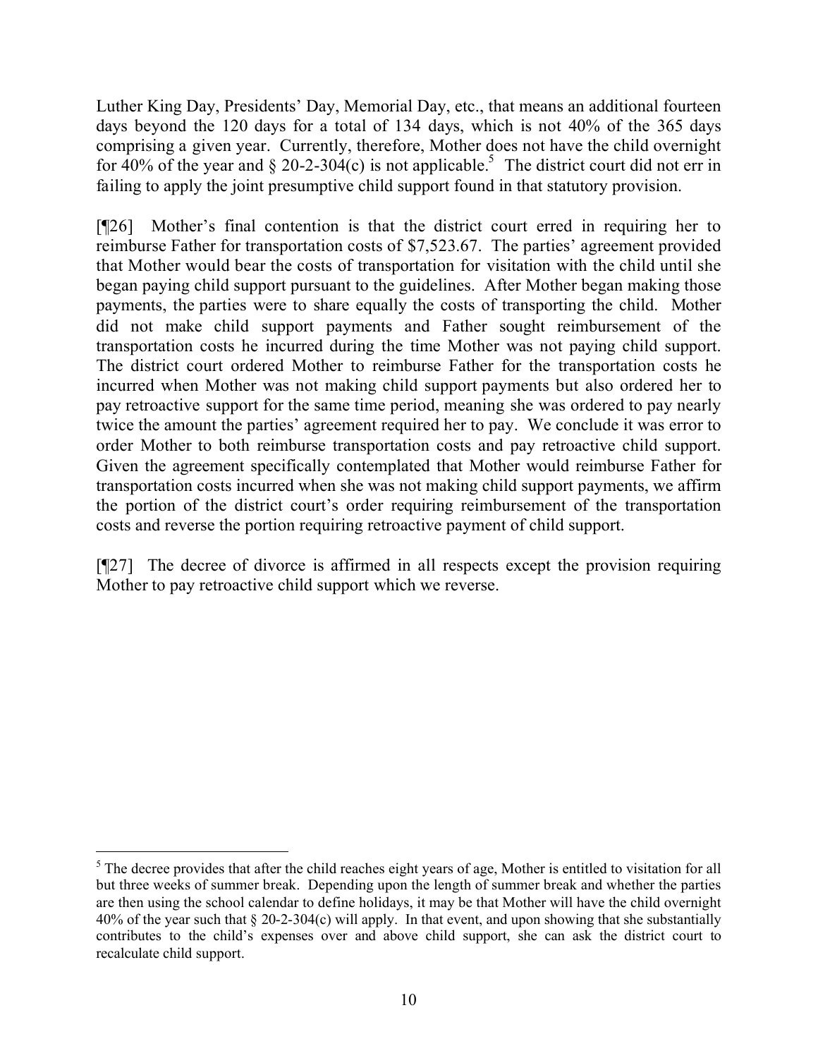Luther King Day, Presidents' Day, Memorial Day, etc., that means an additional fourteen days beyond the 120 days for a total of 134 days, which is not 40% of the 365 days comprising a given year. Currently, therefore, Mother does not have the child overnight for 40% of the year and § 20-2-304(c) is not applicable.[5] The district court did not err in failing to apply the joint presumptive child support found in that statutory provision.

[¶26] Mother's final contention is that the district court erred in requiring her to reimburse Father for transportation costs of $7,523.67. The parties' agreement provided that Mother would bear the costs of transportation for visitation with the child until she began paying child support pursuant to the guidelines. After Mother began making those payments, the parties were to share equally the costs of transporting the child. Mother did not make child support payments and Father sought reimbursement of the transportation costs he incurred during the time Mother was not paying child support. The district court ordered Mother to reimburse Father for the transportation costs he incurred when Mother was not making child support payments but also ordered her to pay retroactive support for the same time period, meaning she was ordered to pay nearly twice the amount the parties' agreement required her to pay. We conclude it was error to order Mother to both reimburse transportation costs and pay retroactive child support. Given the agreement specifically contemplated that Mother would reimburse Father for transportation costs incurred when she was not making child support payments, we affirm the portion of the district court's order requiring reimbursement of the transportation costs and reverse the portion requiring retroactive payment of child support.

[¶27] The decree of divorce is affirmed in all respects except the provision requiring Mother to pay retroactive child support which we reverse.

---

[5] The decree provides that after the child reaches eight years of age, Mother is entitled to visitation for all but three weeks of summer break. Depending upon the length of summer break and whether the parties are then using the school calendar to define holidays, it may be that Mother will have the child overnight 40% of the year such that § 20-2-304(c) will apply. In that event, and upon showing that she substantially contributes to the child's expenses over and above child support, she can ask the district court to recalculate child support.